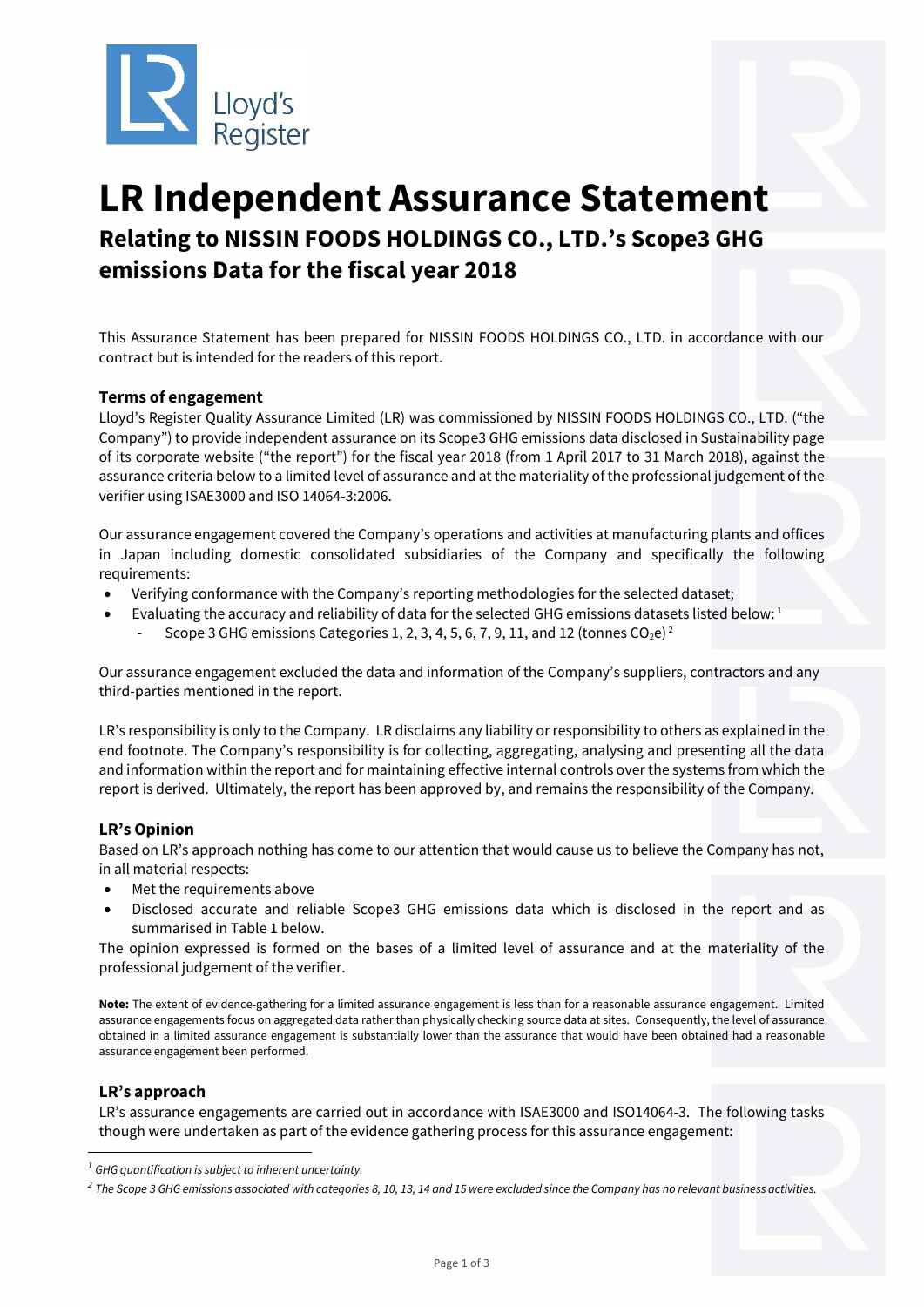# LR Independent Assurance Statement

## Relating to NISSIN FOODS HOLDINGS CO., LTD.'s Scope3 GHG emissions Data for the fiscal year 2018

This Assurance Statement has been prepared for NISSIN FOODS HOLDINGS CO., LTD. in accordance with our contract but is intended for the readers of this report.

### Terms of engagement

Lloyd's Register Quality Assurance Limited (LR) was commissioned by NISSIN FOODS HOLDINGS CO., LTD. ("the Company") to provide independent assurance on its Scope3 GHG emissions data disclosed in Sustainability page of its corporate website ("the report") for the fiscal year 2018 (from 1 April 2017 to 31 March 2018), against the assurance criteria below to a limited level of assurance and at the materiality of the professional judgement of the verifier using ISAE3000 and ISO 14064-3:2006.

Our assurance engagement covered the Company's operations and activities at manufacturing plants and offices in Japan including domestic consolidated subsidiaries of the Company and specifically the following requirements:

- Verifying conformance with the Company's reporting methodologies for the selected dataset;
- Evaluating the accuracy and reliability of data for the selected GHG emissions datasets listed below: [1]
  - Scope 3 GHG emissions Categories 1, 2, 3, 4, 5, 6, 7, 9, 11, and 12 (tonnes $CO_2e$) [2]

Our assurance engagement excluded the data and information of the Company's suppliers, contractors and any third-parties mentioned in the report.

LR's responsibility is only to the Company. LR disclaims any liability or responsibility to others as explained in the end footnote. The Company's responsibility is for collecting, aggregating, analysing and presenting all the data and information within the report and for maintaining effective internal controls over the systems from which the report is derived. Ultimately, the report has been approved by, and remains the responsibility of the Company.

### LR's Opinion

Based on LR's approach nothing has come to our attention that would cause us to believe the Company has not, in all material respects:

- Met the requirements above
- Disclosed accurate and reliable Scope3 GHG emissions data which is disclosed in the report and as summarised in Table 1 below.

The opinion expressed is formed on the bases of a limited level of assurance and at the materiality of the professional judgement of the verifier.

**Note:** The extent of evidence-gathering for a limited assurance engagement is less than for a reasonable assurance engagement. Limited assurance engagements focus on aggregated data rather than physically checking source data at sites. Consequently, the level of assurance obtained in a limited assurance engagement is substantially lower than the assurance that would have been obtained had a reasonable assurance engagement been performed.

### LR's approach

LR's assurance engagements are carried out in accordance with ISAE3000 and ISO14064-3. The following tasks though were undertaken as part of the evidence gathering process for this assurance engagement:

---

[1] *GHG quantification is subject to inherent uncertainty.*

[2] *The Scope 3 GHG emissions associated with categories 8, 10, 13, 14 and 15 were excluded since the Company has no relevant business activities.*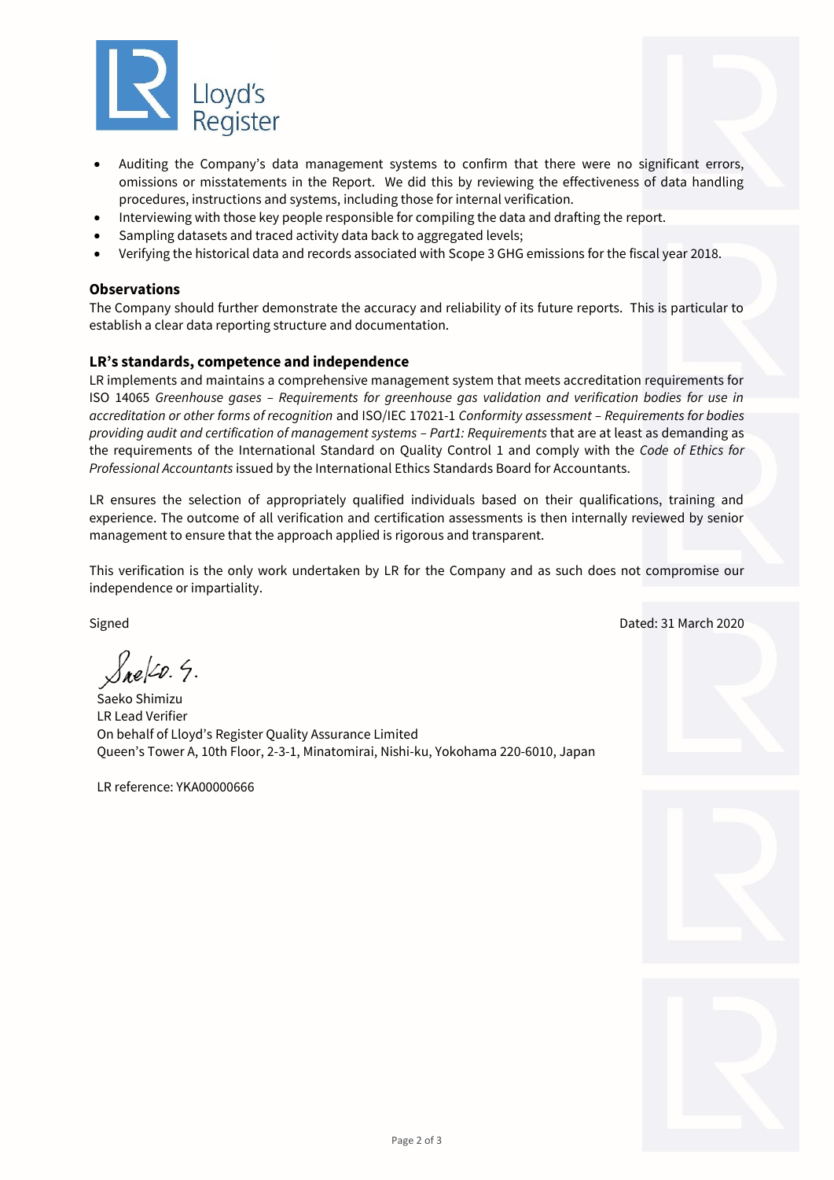- Auditing the Company's data management systems to confirm that there were no significant errors, omissions or misstatements in the Report. We did this by reviewing the effectiveness of data handling procedures, instructions and systems, including those for internal verification.
- Interviewing with those key people responsible for compiling the data and drafting the report.
- Sampling datasets and traced activity data back to aggregated levels;
- Verifying the historical data and records associated with Scope 3 GHG emissions for the fiscal year 2018.

### Observations

The Company should further demonstrate the accuracy and reliability of its future reports. This is particular to establish a clear data reporting structure and documentation.

### LR's standards, competence and independence

LR implements and maintains a comprehensive management system that meets accreditation requirements for ISO 14065 *Greenhouse gases – Requirements for greenhouse gas validation and verification bodies for use in accreditation or other forms of recognition* and ISO/IEC 17021-1 *Conformity assessment – Requirements for bodies providing audit and certification of management systems – Part1: Requirements* that are at least as demanding as the requirements of the International Standard on Quality Control 1 and comply with the *Code of Ethics for Professional Accountants* issued by the International Ethics Standards Board for Accountants.

LR ensures the selection of appropriately qualified individuals based on their qualifications, training and experience. The outcome of all verification and certification assessments is then internally reviewed by senior management to ensure that the approach applied is rigorous and transparent.

This verification is the only work undertaken by LR for the Company and as such does not compromise our independence or impartiality.

Signed

Dated: 31 March 2020

Saeko S.

Saeko Shimizu
LR Lead Verifier
On behalf of Lloyd's Register Quality Assurance Limited
Queen's Tower A, 10th Floor, 2-3-1, Minatomirai, Nishi-ku, Yokohama 220-6010, Japan

LR reference: YKA00000666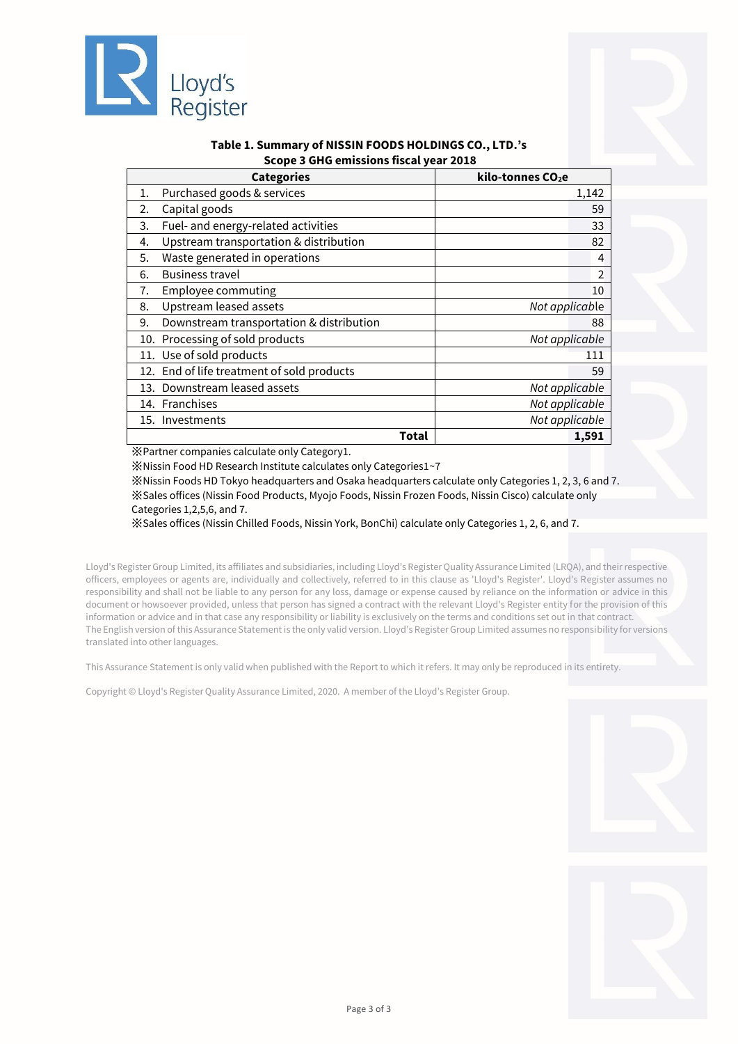**Table 1. Summary of NISSIN FOODS HOLDINGS CO., LTD.'s Scope 3 GHG emissions fiscal year 2018**

| Categories | kilo-tonnes $CO_2e$ |
|---|---|
| 1. Purchased goods & services | 1,142 |
| 2. Capital goods | 59 |
| 3. Fuel- and energy-related activities | 33 |
| 4. Upstream transportation & distribution | 82 |
| 5. Waste generated in operations | 4 |
| 6. Business travel | 2 |
| 7. Employee commuting | 10 |
| 8. Upstream leased assets | *Not applicable* |
| 9. Downstream transportation & distribution | 88 |
| 10. Processing of sold products | *Not applicable* |
| 11. Use of sold products | 111 |
| 12. End of life treatment of sold products | 59 |
| 13. Downstream leased assets | *Not applicable* |
| 14. Franchises | *Not applicable* |
| 15. Investments | *Not applicable* |
| **Total** | **1,591** |

※Partner companies calculate only Category1.

※Nissin Food HD Research Institute calculates only Categories1~7

※Nissin Foods HD Tokyo headquarters and Osaka headquarters calculate only Categories 1, 2, 3, 6 and 7.

※Sales offices (Nissin Food Products, Myojo Foods, Nissin Frozen Foods, Nissin Cisco) calculate only Categories 1,2,5,6, and 7.

※Sales offices (Nissin Chilled Foods, Nissin York, BonChi) calculate only Categories 1, 2, 6, and 7.

Lloyd's Register Group Limited, its affiliates and subsidiaries, including Lloyd's Register Quality Assurance Limited (LRQA), and their respective officers, employees or agents are, individually and collectively, referred to in this clause as 'Lloyd's Register'. Lloyd's Register assumes no responsibility and shall not be liable to any person for any loss, damage or expense caused by reliance on the information or advice in this document or howsoever provided, unless that person has signed a contract with the relevant Lloyd's Register entity for the provision of this information or advice and in that case any responsibility or liability is exclusively on the terms and conditions set out in that contract.
The English version of this Assurance Statement is the only valid version. Lloyd's Register Group Limited assumes no responsibility for versions translated into other languages.

This Assurance Statement is only valid when published with the Report to which it refers. It may only be reproduced in its entirety.

Copyright © Lloyd's Register Quality Assurance Limited, 2020. A member of the Lloyd's Register Group.